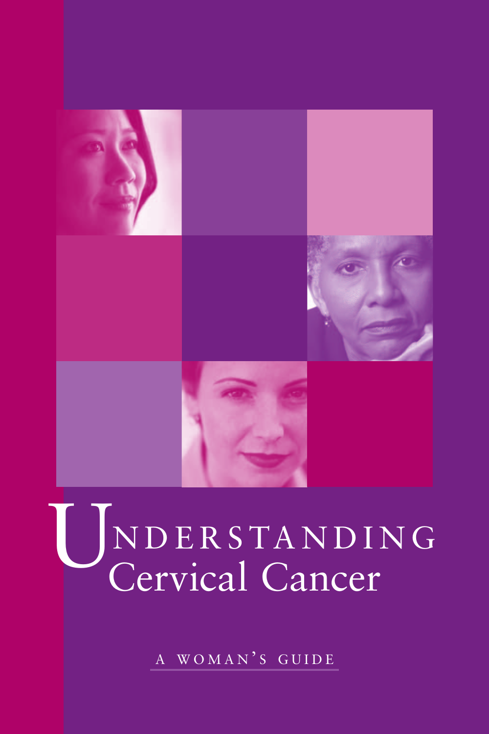# Understanding Cervical Cancer

A WOMAN'S GUIDE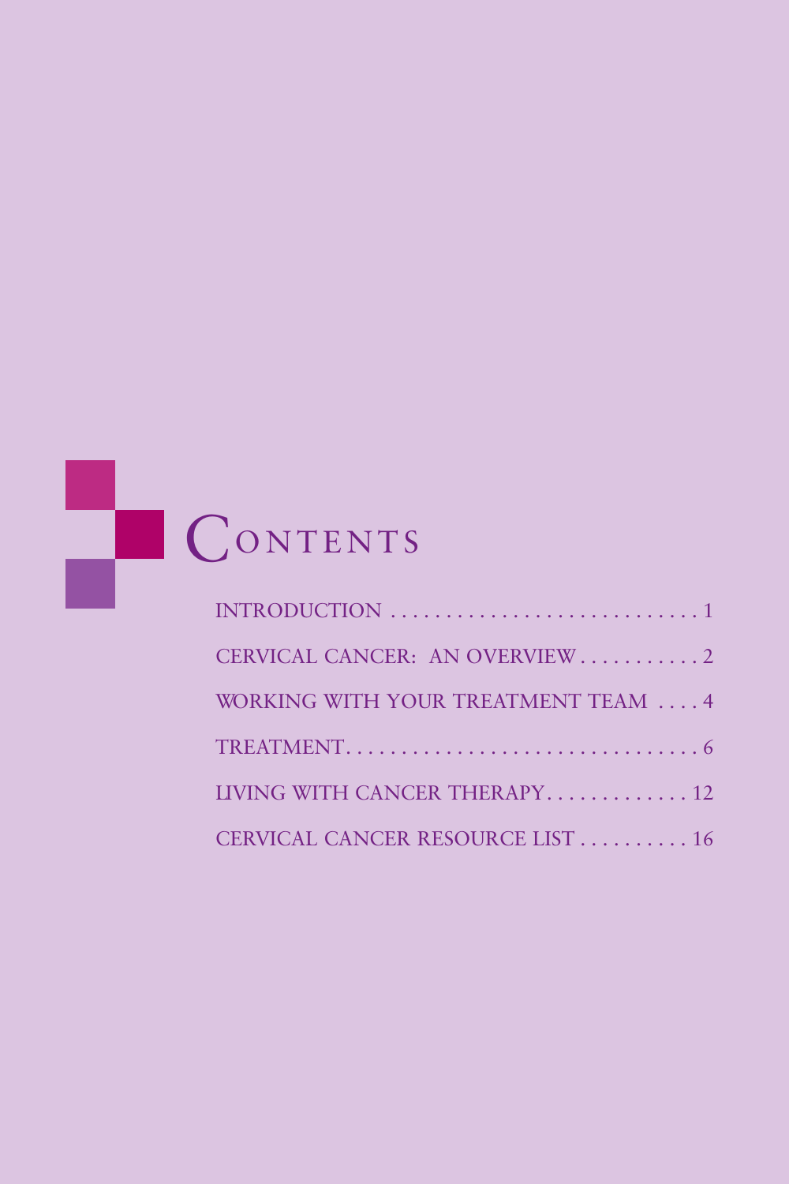# CONTENTS

INTRODUCTION . . . . . . . . . . . . . . . . . . . . . . . . . . . . . 1

CERVICAL CANCER: AN OVERVIEW . . . . . . . . . . . 2

WORKING WITH YOUR TREATMENT TEAM . . . . 4

TREATMENT. . . . . . . . . . . . . . . . . . . . . . . . . . . . . . . 6

LIVING WITH CANCER THERAPY. . . . . . . . . . . . . 12

CERVICAL CANCER RESOURCE LIST . . . . . . . . . . 16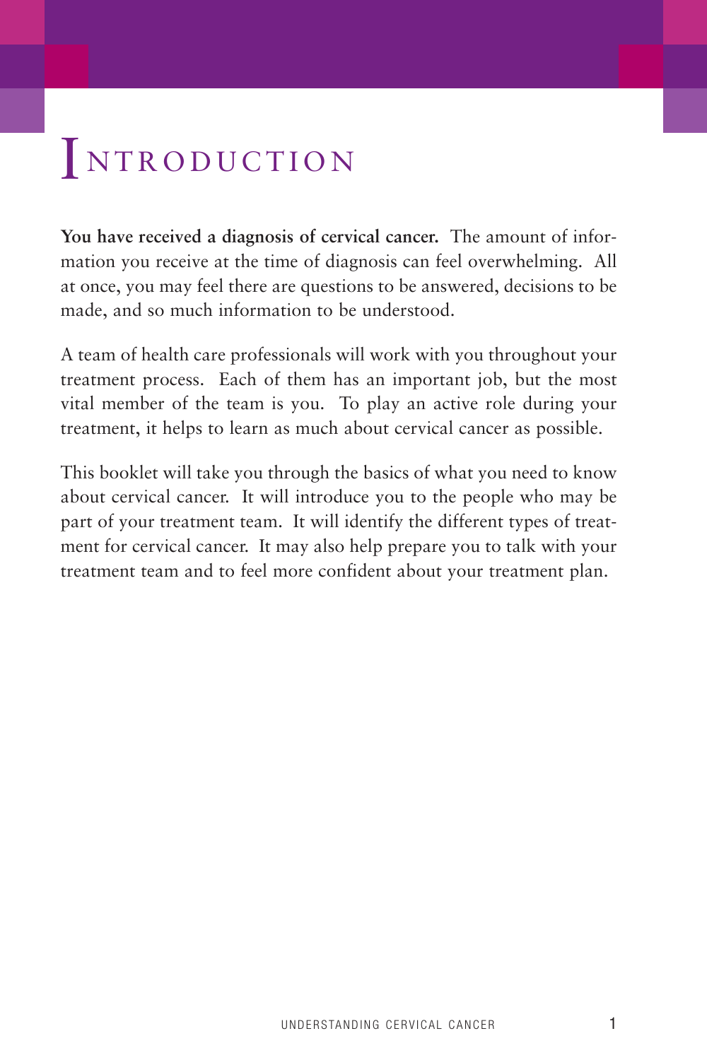# Introduction

**You have received a diagnosis of cervical cancer.** The amount of information you receive at the time of diagnosis can feel overwhelming. All at once, you may feel there are questions to be answered, decisions to be made, and so much information to be understood.

A team of health care professionals will work with you throughout your treatment process. Each of them has an important job, but the most vital member of the team is you. To play an active role during your treatment, it helps to learn as much about cervical cancer as possible.

This booklet will take you through the basics of what you need to know about cervical cancer. It will introduce you to the people who may be part of your treatment team. It will identify the different types of treatment for cervical cancer. It may also help prepare you to talk with your treatment team and to feel more confident about your treatment plan.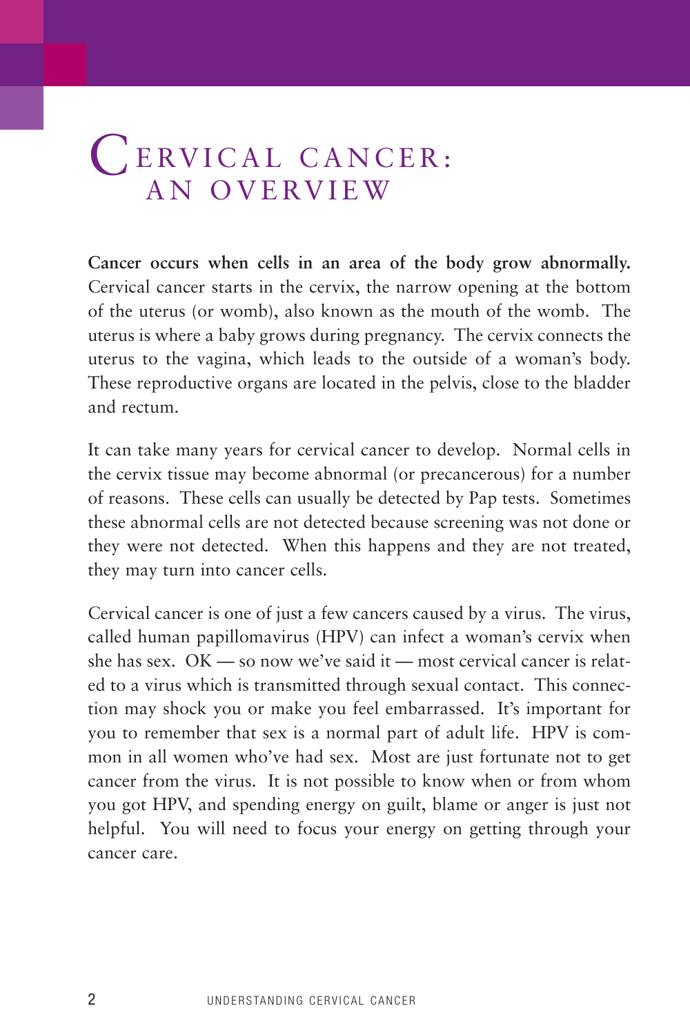# CERVICAL CANCER: AN OVERVIEW

**Cancer occurs when cells in an area of the body grow abnormally.** Cervical cancer starts in the cervix, the narrow opening at the bottom of the uterus (or womb), also known as the mouth of the womb. The uterus is where a baby grows during pregnancy. The cervix connects the uterus to the vagina, which leads to the outside of a woman's body. These reproductive organs are located in the pelvis, close to the bladder and rectum.

It can take many years for cervical cancer to develop. Normal cells in the cervix tissue may become abnormal (or precancerous) for a number of reasons. These cells can usually be detected by Pap tests. Sometimes these abnormal cells are not detected because screening was not done or they were not detected. When this happens and they are not treated, they may turn into cancer cells.

Cervical cancer is one of just a few cancers caused by a virus. The virus, called human papillomavirus (HPV) can infect a woman's cervix when she has sex. OK — so now we've said it — most cervical cancer is related to a virus which is transmitted through sexual contact. This connection may shock you or make you feel embarrassed. It's important for you to remember that sex is a normal part of adult life. HPV is common in all women who've had sex. Most are just fortunate not to get cancer from the virus. It is not possible to know when or from whom you got HPV, and spending energy on guilt, blame or anger is just not helpful. You will need to focus your energy on getting through your cancer care.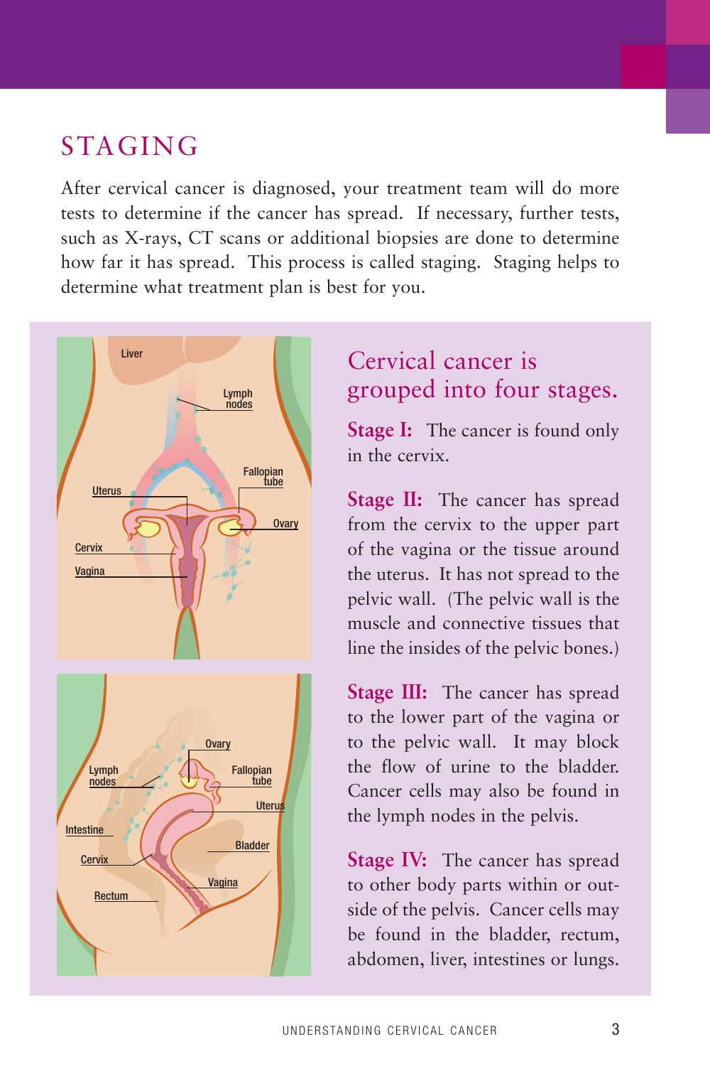## STAGING

After cervical cancer is diagnosed, your treatment team will do more tests to determine if the cancer has spread. If necessary, further tests, such as X-rays, CT scans or additional biopsies are done to determine how far it has spread. This process is called staging. Staging helps to determine what treatment plan is best for you.

### Cervical cancer is grouped into four stages.

**Stage I:** The cancer is found only in the cervix.

**Stage II:** The cancer has spread from the cervix to the upper part of the vagina or the tissue around the uterus. It has not spread to the pelvic wall. (The pelvic wall is the muscle and connective tissues that line the insides of the pelvic bones.)

**Stage III:** The cancer has spread to the lower part of the vagina or to the pelvic wall. It may block the flow of urine to the bladder. Cancer cells may also be found in the lymph nodes in the pelvis.

**Stage IV:** The cancer has spread to other body parts within or outside of the pelvis. Cancer cells may be found in the bladder, rectum, abdomen, liver, intestines or lungs.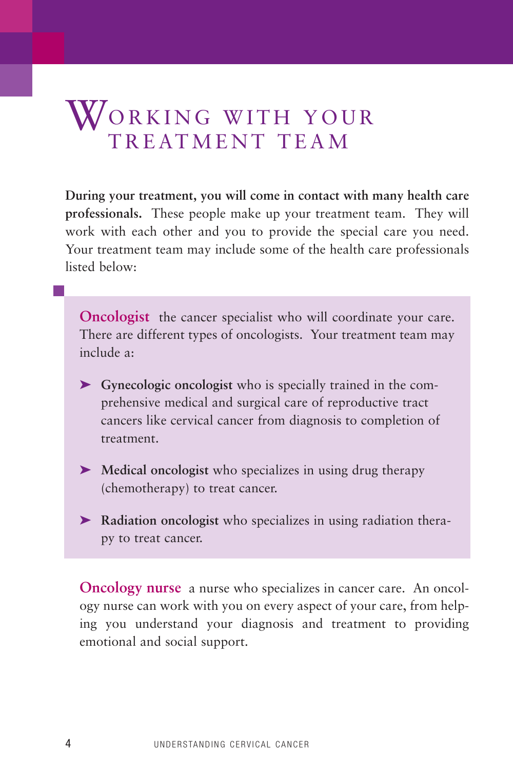# Working with Your Treatment Team

**During your treatment, you will come in contact with many health care professionals.** These people make up your treatment team. They will work with each other and you to provide the special care you need. Your treatment team may include some of the health care professionals listed below:

**Oncologist** the cancer specialist who will coordinate your care. There are different types of oncologists. Your treatment team may include a:

- **Gynecologic oncologist** who is specially trained in the comprehensive medical and surgical care of reproductive tract cancers like cervical cancer from diagnosis to completion of treatment.
- **Medical oncologist** who specializes in using drug therapy (chemotherapy) to treat cancer.
- **Radiation oncologist** who specializes in using radiation therapy to treat cancer.

**Oncology nurse** a nurse who specializes in cancer care. An oncology nurse can work with you on every aspect of your care, from helping you understand your diagnosis and treatment to providing emotional and social support.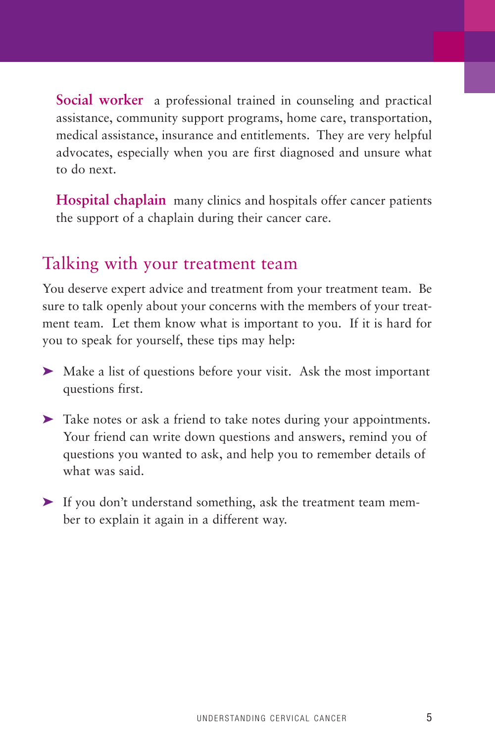**Social worker** a professional trained in counseling and practical assistance, community support programs, home care, transportation, medical assistance, insurance and entitlements. They are very helpful advocates, especially when you are first diagnosed and unsure what to do next.

**Hospital chaplain** many clinics and hospitals offer cancer patients the support of a chaplain during their cancer care.

## Talking with your treatment team

You deserve expert advice and treatment from your treatment team. Be sure to talk openly about your concerns with the members of your treatment team. Let them know what is important to you. If it is hard for you to speak for yourself, these tips may help:

- Make a list of questions before your visit. Ask the most important questions first.
- Take notes or ask a friend to take notes during your appointments. Your friend can write down questions and answers, remind you of questions you wanted to ask, and help you to remember details of what was said.
- If you don't understand something, ask the treatment team member to explain it again in a different way.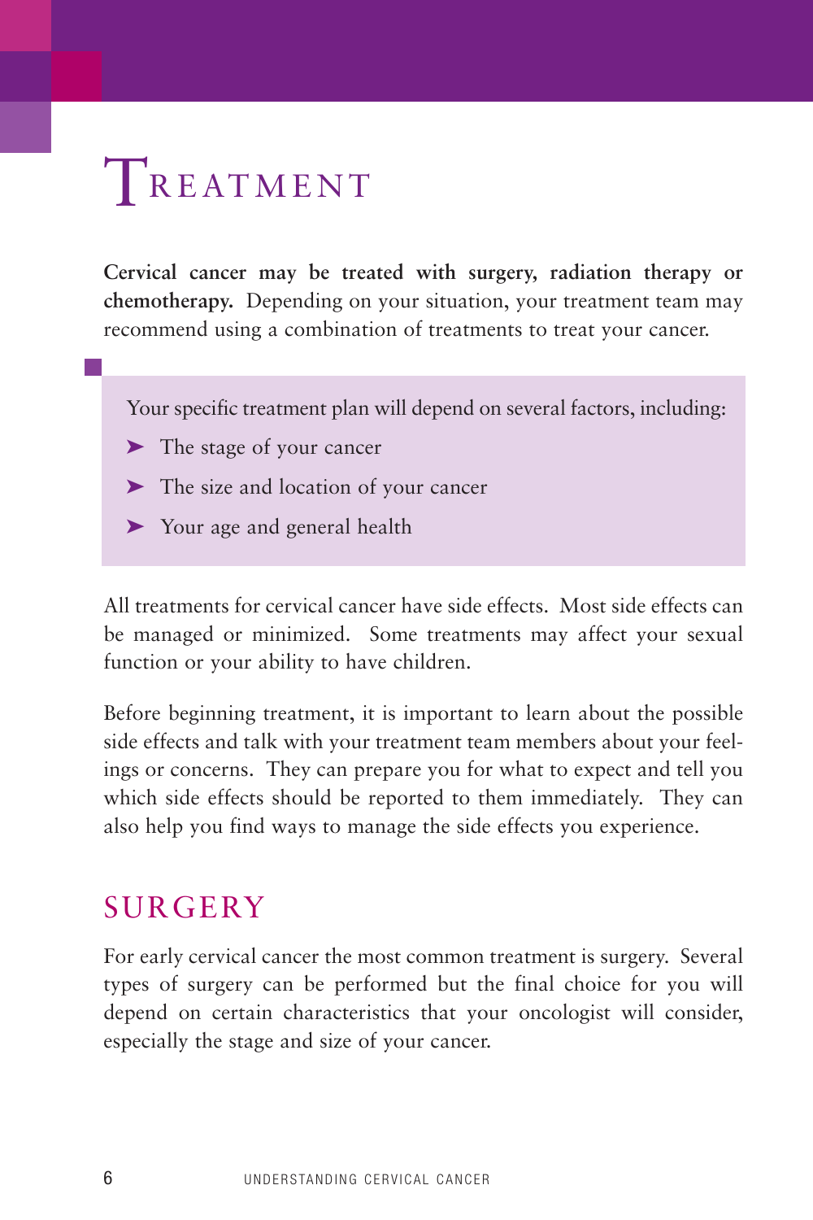# TREATMENT

**Cervical cancer may be treated with surgery, radiation therapy or chemotherapy.** Depending on your situation, your treatment team may recommend using a combination of treatments to treat your cancer.

Your specific treatment plan will depend on several factors, including:

- The stage of your cancer
- The size and location of your cancer
- Your age and general health

All treatments for cervical cancer have side effects. Most side effects can be managed or minimized. Some treatments may affect your sexual function or your ability to have children.

Before beginning treatment, it is important to learn about the possible side effects and talk with your treatment team members about your feelings or concerns. They can prepare you for what to expect and tell you which side effects should be reported to them immediately. They can also help you find ways to manage the side effects you experience.

## SURGERY

For early cervical cancer the most common treatment is surgery. Several types of surgery can be performed but the final choice for you will depend on certain characteristics that your oncologist will consider, especially the stage and size of your cancer.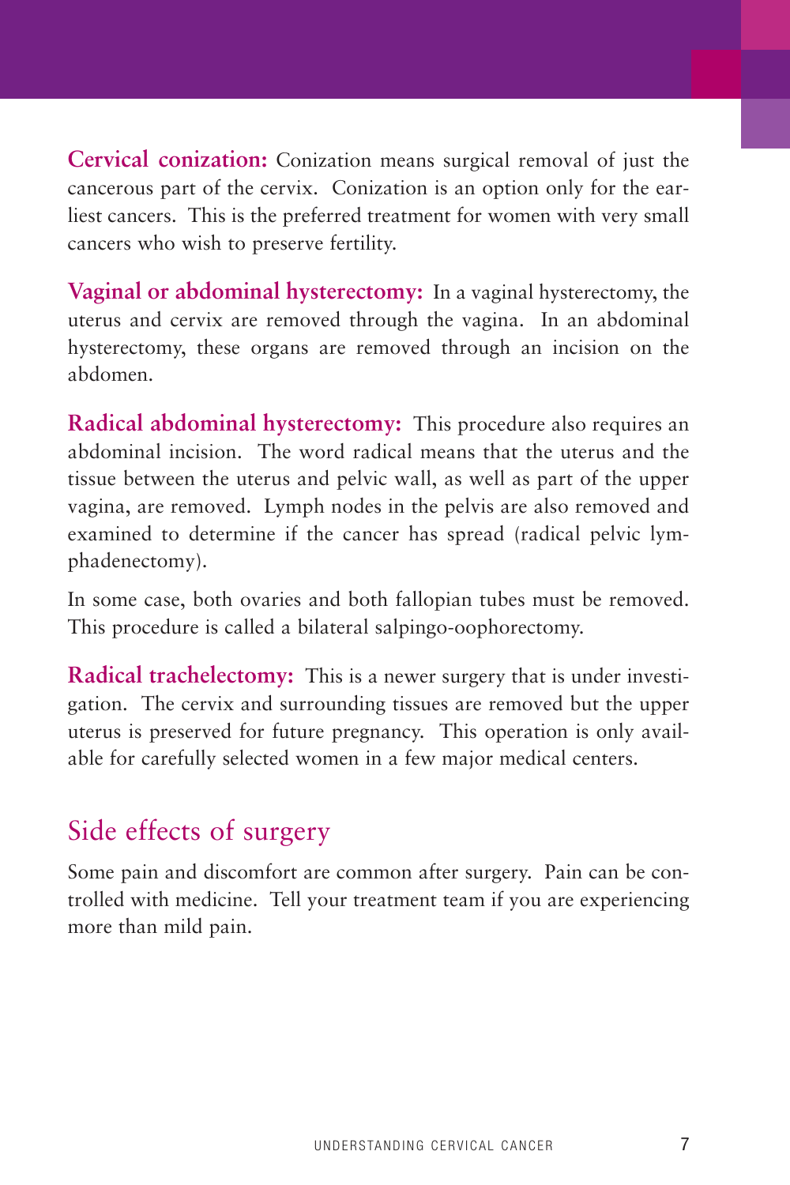**Cervical conization:** Conization means surgical removal of just the cancerous part of the cervix. Conization is an option only for the earliest cancers. This is the preferred treatment for women with very small cancers who wish to preserve fertility.

**Vaginal or abdominal hysterectomy:** In a vaginal hysterectomy, the uterus and cervix are removed through the vagina. In an abdominal hysterectomy, these organs are removed through an incision on the abdomen.

**Radical abdominal hysterectomy:** This procedure also requires an abdominal incision. The word radical means that the uterus and the tissue between the uterus and pelvic wall, as well as part of the upper vagina, are removed. Lymph nodes in the pelvis are also removed and examined to determine if the cancer has spread (radical pelvic lymphadenectomy).

In some case, both ovaries and both fallopian tubes must be removed. This procedure is called a bilateral salpingo-oophorectomy.

**Radical trachelectomy:** This is a newer surgery that is under investigation. The cervix and surrounding tissues are removed but the upper uterus is preserved for future pregnancy. This operation is only available for carefully selected women in a few major medical centers.

## Side effects of surgery

Some pain and discomfort are common after surgery. Pain can be controlled with medicine. Tell your treatment team if you are experiencing more than mild pain.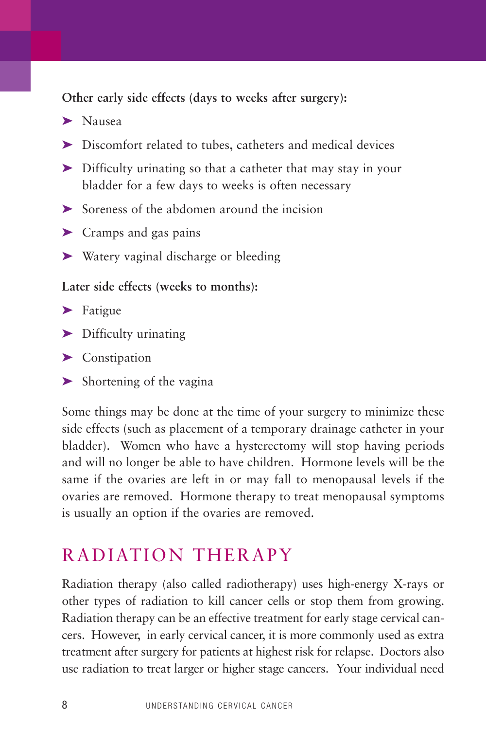**Other early side effects (days to weeks after surgery):**

- Nausea
- Discomfort related to tubes, catheters and medical devices
- Difficulty urinating so that a catheter that may stay in your bladder for a few days to weeks is often necessary
- Soreness of the abdomen around the incision
- Cramps and gas pains
- Watery vaginal discharge or bleeding

**Later side effects (weeks to months):**

- Fatigue
- Difficulty urinating
- Constipation
- Shortening of the vagina

Some things may be done at the time of your surgery to minimize these side effects (such as placement of a temporary drainage catheter in your bladder). Women who have a hysterectomy will stop having periods and will no longer be able to have children. Hormone levels will be the same if the ovaries are left in or may fall to menopausal levels if the ovaries are removed. Hormone therapy to treat menopausal symptoms is usually an option if the ovaries are removed.

## RADIATION THERAPY

Radiation therapy (also called radiotherapy) uses high-energy X-rays or other types of radiation to kill cancer cells or stop them from growing. Radiation therapy can be an effective treatment for early stage cervical cancers. However, in early cervical cancer, it is more commonly used as extra treatment after surgery for patients at highest risk for relapse. Doctors also use radiation to treat larger or higher stage cancers. Your individual need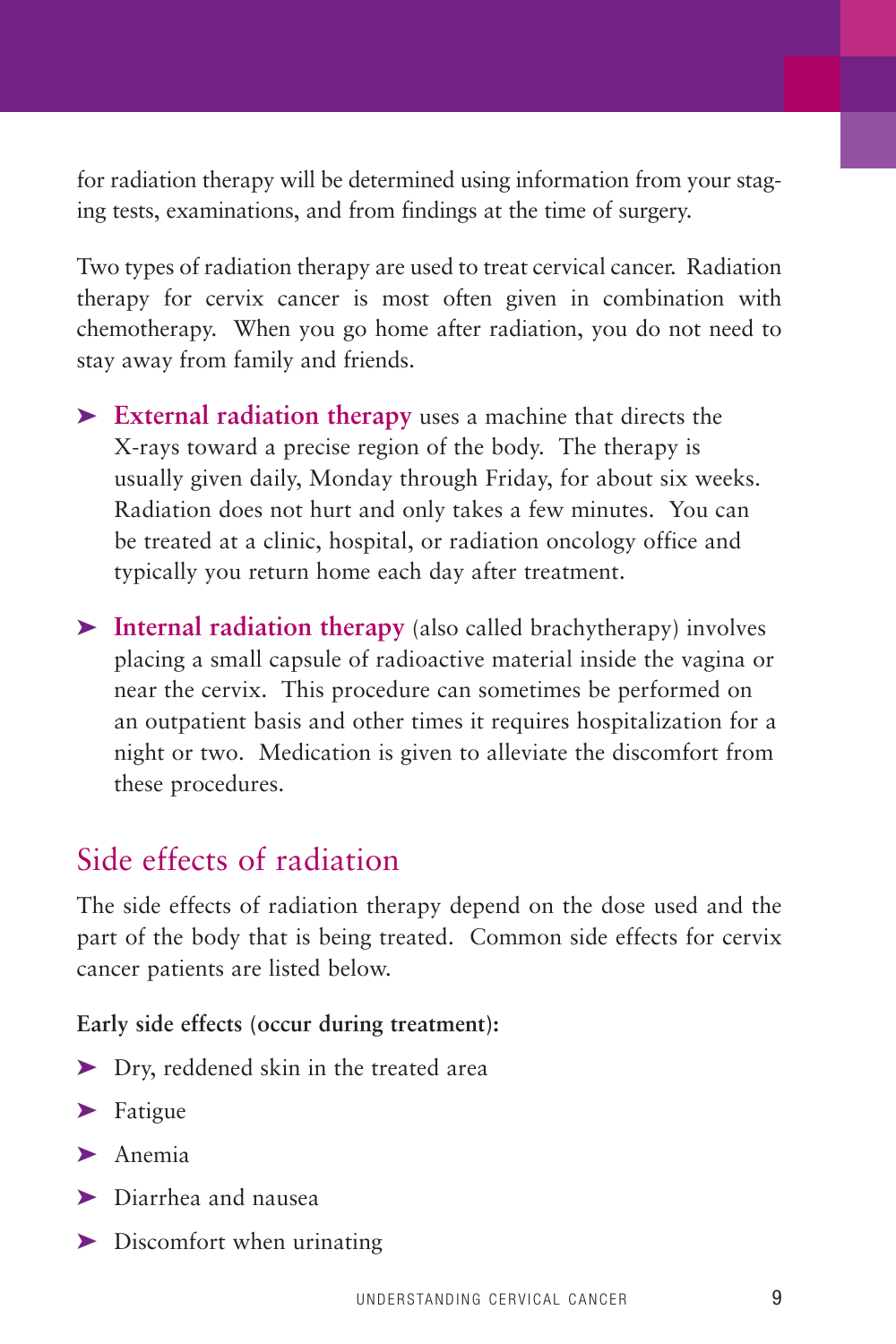for radiation therapy will be determined using information from your staging tests, examinations, and from findings at the time of surgery.

Two types of radiation therapy are used to treat cervical cancer. Radiation therapy for cervix cancer is most often given in combination with chemotherapy. When you go home after radiation, you do not need to stay away from family and friends.

- **External radiation therapy** uses a machine that directs the X-rays toward a precise region of the body. The therapy is usually given daily, Monday through Friday, for about six weeks. Radiation does not hurt and only takes a few minutes. You can be treated at a clinic, hospital, or radiation oncology office and typically you return home each day after treatment.
- **Internal radiation therapy** (also called brachytherapy) involves placing a small capsule of radioactive material inside the vagina or near the cervix. This procedure can sometimes be performed on an outpatient basis and other times it requires hospitalization for a night or two. Medication is given to alleviate the discomfort from these procedures.

## Side effects of radiation

The side effects of radiation therapy depend on the dose used and the part of the body that is being treated. Common side effects for cervix cancer patients are listed below.

**Early side effects (occur during treatment):**

- Dry, reddened skin in the treated area
- Fatigue
- Anemia
- Diarrhea and nausea
- Discomfort when urinating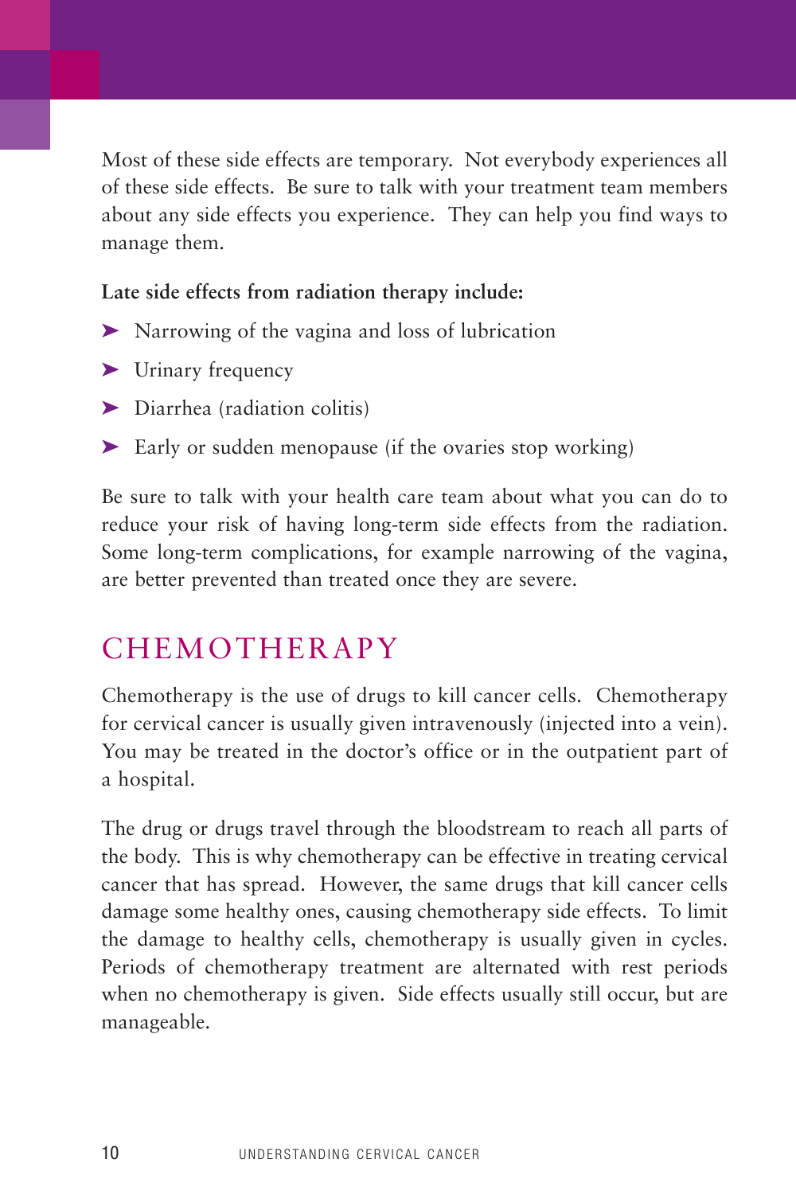Most of these side effects are temporary. Not everybody experiences all of these side effects. Be sure to talk with your treatment team members about any side effects you experience. They can help you find ways to manage them.

**Late side effects from radiation therapy include:**

- Narrowing of the vagina and loss of lubrication
- Urinary frequency
- Diarrhea (radiation colitis)
- Early or sudden menopause (if the ovaries stop working)

Be sure to talk with your health care team about what you can do to reduce your risk of having long-term side effects from the radiation. Some long-term complications, for example narrowing of the vagina, are better prevented than treated once they are severe.

## CHEMOTHERAPY

Chemotherapy is the use of drugs to kill cancer cells. Chemotherapy for cervical cancer is usually given intravenously (injected into a vein). You may be treated in the doctor's office or in the outpatient part of a hospital.

The drug or drugs travel through the bloodstream to reach all parts of the body. This is why chemotherapy can be effective in treating cervical cancer that has spread. However, the same drugs that kill cancer cells damage some healthy ones, causing chemotherapy side effects. To limit the damage to healthy cells, chemotherapy is usually given in cycles. Periods of chemotherapy treatment are alternated with rest periods when no chemotherapy is given. Side effects usually still occur, but are manageable.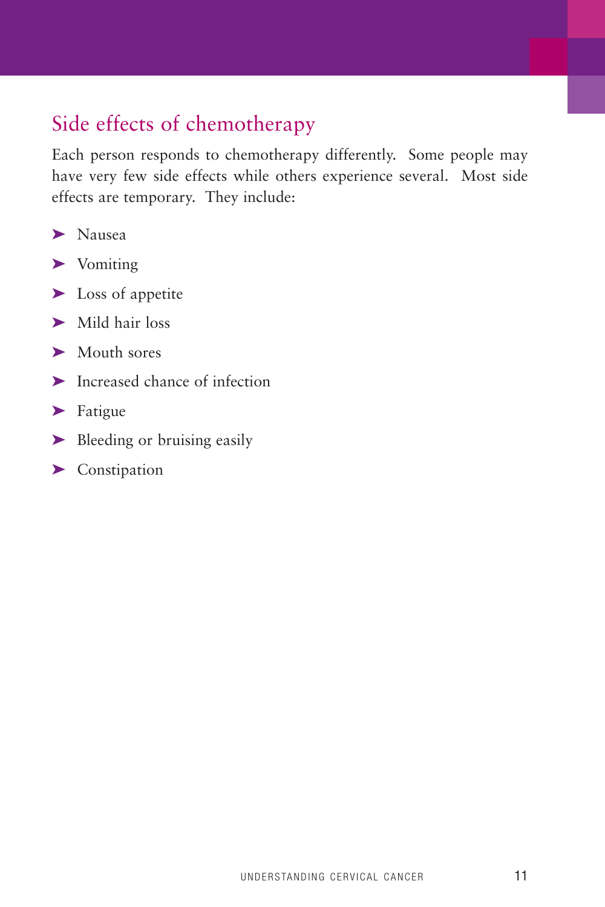## Side effects of chemotherapy

Each person responds to chemotherapy differently. Some people may have very few side effects while others experience several. Most side effects are temporary. They include:

- Nausea
- Vomiting
- Loss of appetite
- Mild hair loss
- Mouth sores
- Increased chance of infection
- Fatigue
- Bleeding or bruising easily
- Constipation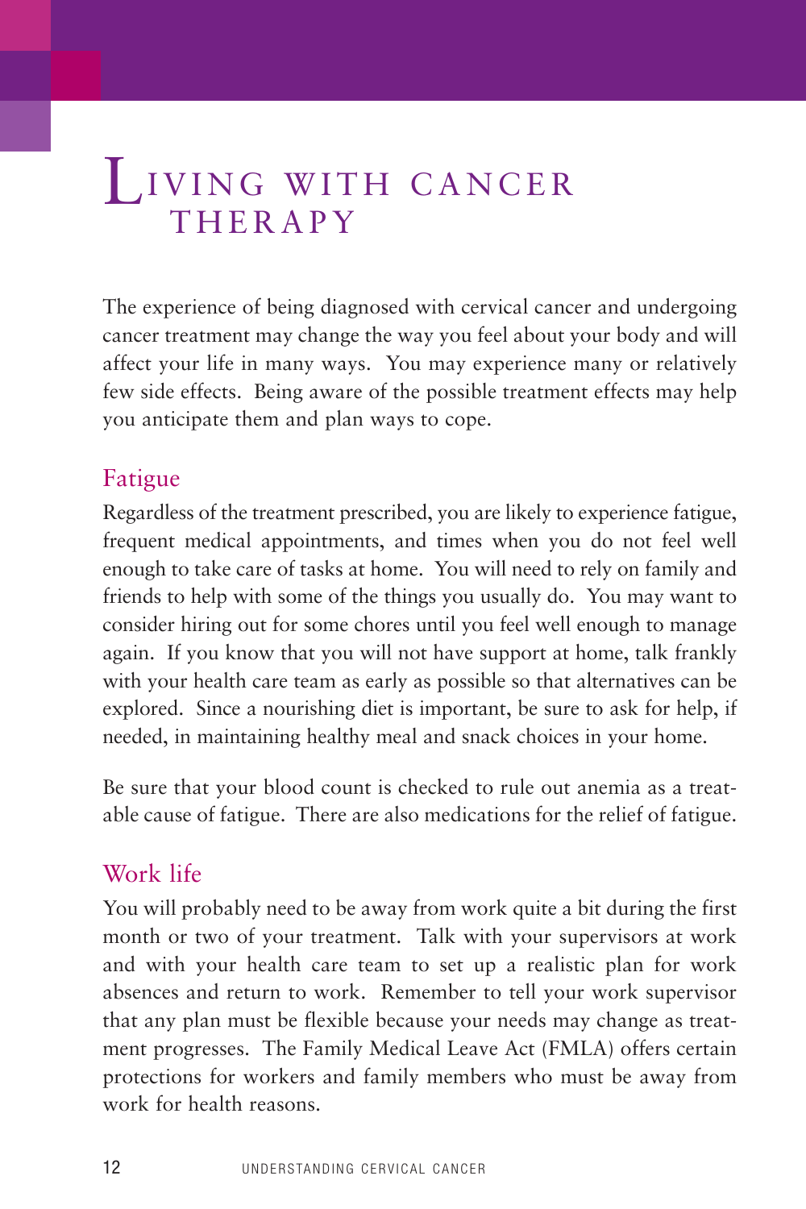# Living with Cancer Therapy

The experience of being diagnosed with cervical cancer and undergoing cancer treatment may change the way you feel about your body and will affect your life in many ways. You may experience many or relatively few side effects. Being aware of the possible treatment effects may help you anticipate them and plan ways to cope.

## Fatigue

Regardless of the treatment prescribed, you are likely to experience fatigue, frequent medical appointments, and times when you do not feel well enough to take care of tasks at home. You will need to rely on family and friends to help with some of the things you usually do. You may want to consider hiring out for some chores until you feel well enough to manage again. If you know that you will not have support at home, talk frankly with your health care team as early as possible so that alternatives can be explored. Since a nourishing diet is important, be sure to ask for help, if needed, in maintaining healthy meal and snack choices in your home.

Be sure that your blood count is checked to rule out anemia as a treatable cause of fatigue. There are also medications for the relief of fatigue.

## Work life

You will probably need to be away from work quite a bit during the first month or two of your treatment. Talk with your supervisors at work and with your health care team to set up a realistic plan for work absences and return to work. Remember to tell your work supervisor that any plan must be flexible because your needs may change as treatment progresses. The Family Medical Leave Act (FMLA) offers certain protections for workers and family members who must be away from work for health reasons.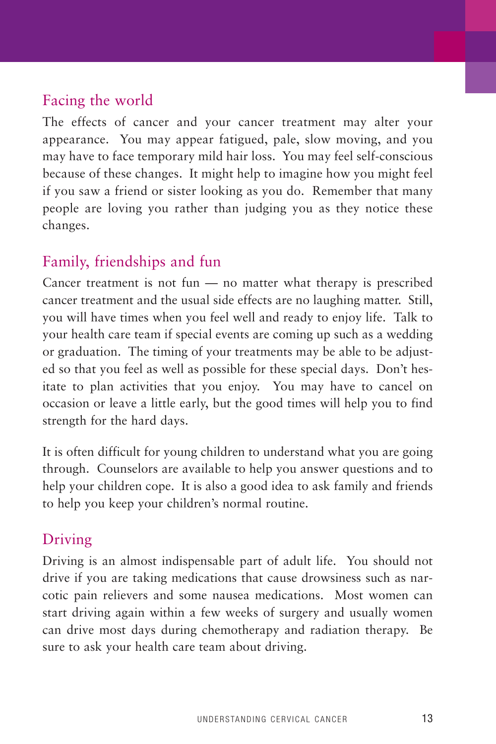## Facing the world

The effects of cancer and your cancer treatment may alter your appearance. You may appear fatigued, pale, slow moving, and you may have to face temporary mild hair loss. You may feel self-conscious because of these changes. It might help to imagine how you might feel if you saw a friend or sister looking as you do. Remember that many people are loving you rather than judging you as they notice these changes.

## Family, friendships and fun

Cancer treatment is not fun — no matter what therapy is prescribed cancer treatment and the usual side effects are no laughing matter. Still, you will have times when you feel well and ready to enjoy life. Talk to your health care team if special events are coming up such as a wedding or graduation. The timing of your treatments may be able to be adjusted so that you feel as well as possible for these special days. Don't hesitate to plan activities that you enjoy. You may have to cancel on occasion or leave a little early, but the good times will help you to find strength for the hard days.

It is often difficult for young children to understand what you are going through. Counselors are available to help you answer questions and to help your children cope. It is also a good idea to ask family and friends to help you keep your children's normal routine.

## Driving

Driving is an almost indispensable part of adult life. You should not drive if you are taking medications that cause drowsiness such as narcotic pain relievers and some nausea medications. Most women can start driving again within a few weeks of surgery and usually women can drive most days during chemotherapy and radiation therapy. Be sure to ask your health care team about driving.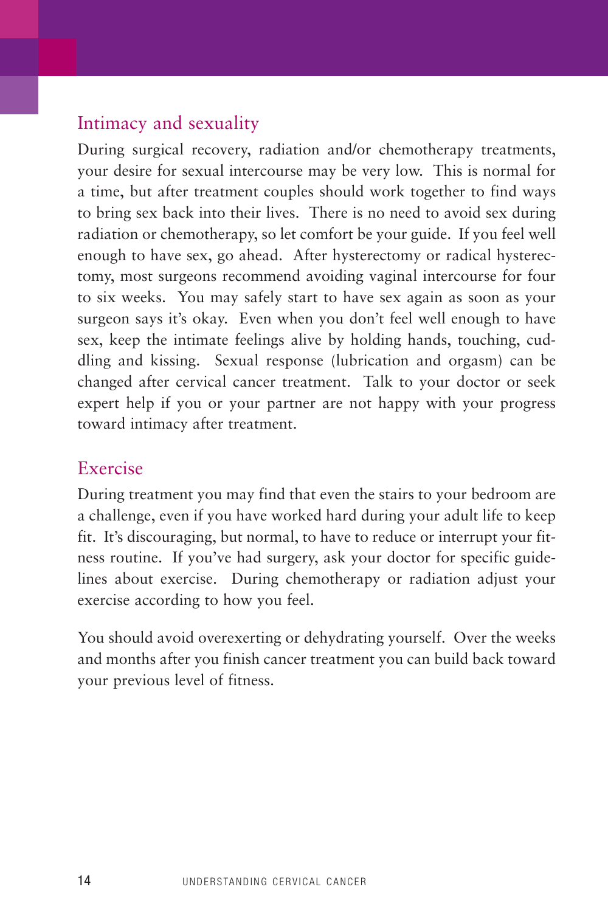## Intimacy and sexuality

During surgical recovery, radiation and/or chemotherapy treatments, your desire for sexual intercourse may be very low. This is normal for a time, but after treatment couples should work together to find ways to bring sex back into their lives. There is no need to avoid sex during radiation or chemotherapy, so let comfort be your guide. If you feel well enough to have sex, go ahead. After hysterectomy or radical hysterectomy, most surgeons recommend avoiding vaginal intercourse for four to six weeks. You may safely start to have sex again as soon as your surgeon says it's okay. Even when you don't feel well enough to have sex, keep the intimate feelings alive by holding hands, touching, cuddling and kissing. Sexual response (lubrication and orgasm) can be changed after cervical cancer treatment. Talk to your doctor or seek expert help if you or your partner are not happy with your progress toward intimacy after treatment.

## Exercise

During treatment you may find that even the stairs to your bedroom are a challenge, even if you have worked hard during your adult life to keep fit. It's discouraging, but normal, to have to reduce or interrupt your fitness routine. If you've had surgery, ask your doctor for specific guidelines about exercise. During chemotherapy or radiation adjust your exercise according to how you feel.

You should avoid overexerting or dehydrating yourself. Over the weeks and months after you finish cancer treatment you can build back toward your previous level of fitness.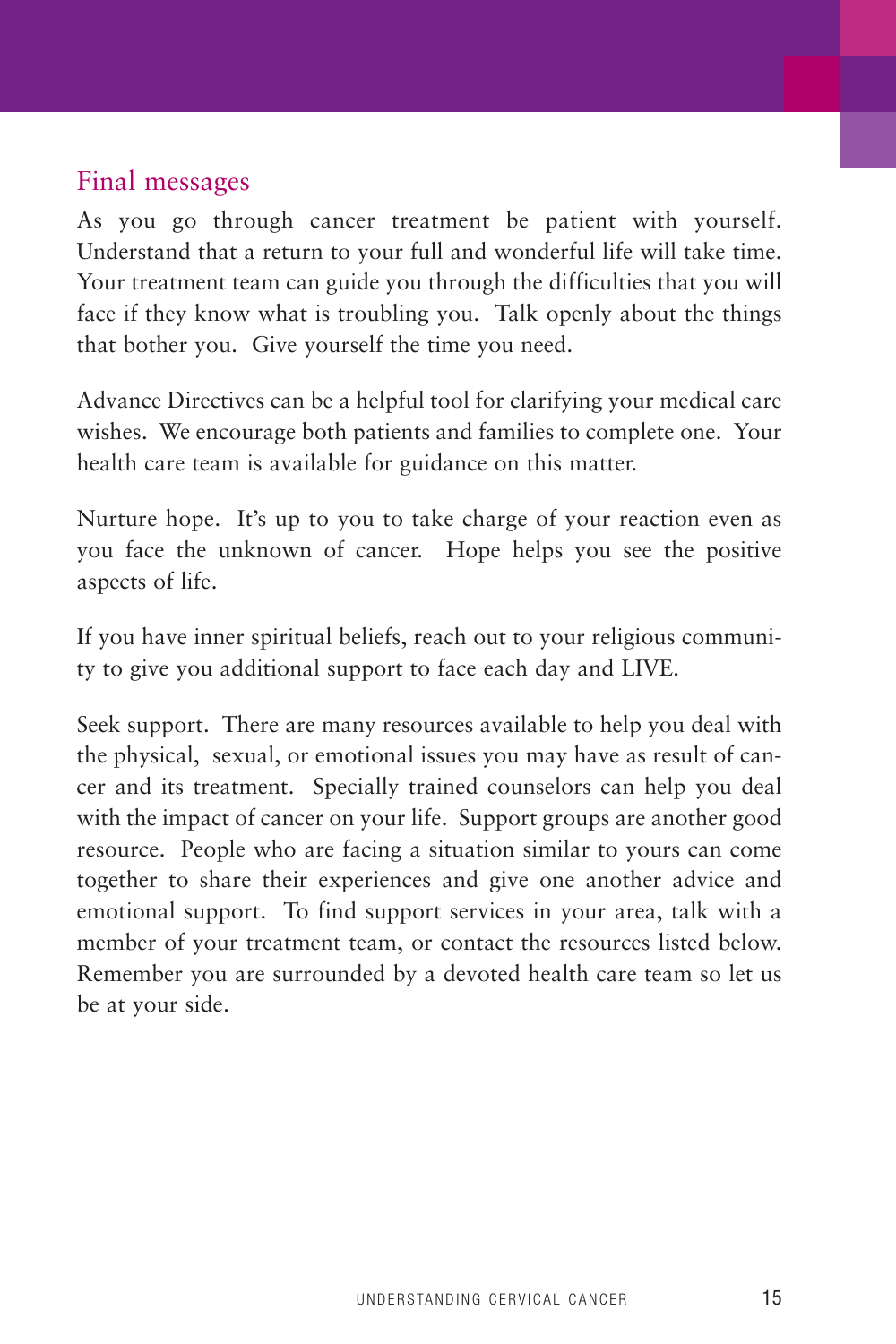## Final messages

As you go through cancer treatment be patient with yourself. Understand that a return to your full and wonderful life will take time. Your treatment team can guide you through the difficulties that you will face if they know what is troubling you. Talk openly about the things that bother you. Give yourself the time you need.

Advance Directives can be a helpful tool for clarifying your medical care wishes. We encourage both patients and families to complete one. Your health care team is available for guidance on this matter.

Nurture hope. It's up to you to take charge of your reaction even as you face the unknown of cancer. Hope helps you see the positive aspects of life.

If you have inner spiritual beliefs, reach out to your religious community to give you additional support to face each day and LIVE.

Seek support. There are many resources available to help you deal with the physical, sexual, or emotional issues you may have as result of cancer and its treatment. Specially trained counselors can help you deal with the impact of cancer on your life. Support groups are another good resource. People who are facing a situation similar to yours can come together to share their experiences and give one another advice and emotional support. To find support services in your area, talk with a member of your treatment team, or contact the resources listed below. Remember you are surrounded by a devoted health care team so let us be at your side.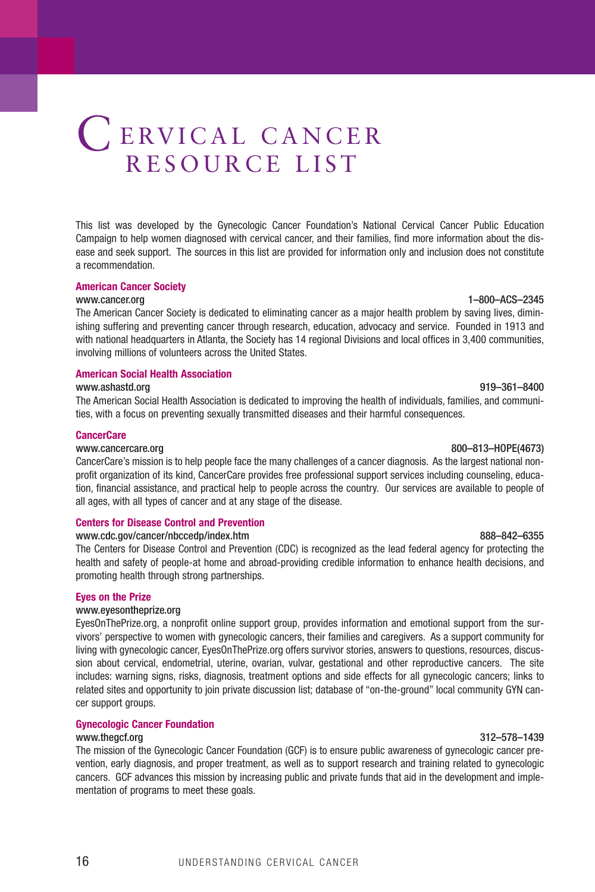# Cervical Cancer Resource List

This list was developed by the Gynecologic Cancer Foundation's National Cervical Cancer Public Education Campaign to help women diagnosed with cervical cancer, and their families, find more information about the disease and seek support. The sources in this list are provided for information only and inclusion does not constitute a recommendation.

**American Cancer Society**
www.cancer.org 1–800–ACS–2345
The American Cancer Society is dedicated to eliminating cancer as a major health problem by saving lives, diminishing suffering and preventing cancer through research, education, advocacy and service. Founded in 1913 and with national headquarters in Atlanta, the Society has 14 regional Divisions and local offices in 3,400 communities, involving millions of volunteers across the United States.

**American Social Health Association**
www.ashastd.org 919–361–8400
The American Social Health Association is dedicated to improving the health of individuals, families, and communities, with a focus on preventing sexually transmitted diseases and their harmful consequences.

**CancerCare**
www.cancercare.org 800–813–HOPE(4673)
CancerCare's mission is to help people face the many challenges of a cancer diagnosis. As the largest national nonprofit organization of its kind, CancerCare provides free professional support services including counseling, education, financial assistance, and practical help to people across the country. Our services are available to people of all ages, with all types of cancer and at any stage of the disease.

**Centers for Disease Control and Prevention**
www.cdc.gov/cancer/nbccedp/index.htm 888–842–6355
The Centers for Disease Control and Prevention (CDC) is recognized as the lead federal agency for protecting the health and safety of people-at home and abroad-providing credible information to enhance health decisions, and promoting health through strong partnerships.

**Eyes on the Prize**
www.eyesontheprize.org
EyesOnThePrize.org, a nonprofit online support group, provides information and emotional support from the survivors' perspective to women with gynecologic cancers, their families and caregivers. As a support community for living with gynecologic cancer, EyesOnThePrize.org offers survivor stories, answers to questions, resources, discussion about cervical, endometrial, uterine, ovarian, vulvar, gestational and other reproductive cancers. The site includes: warning signs, risks, diagnosis, treatment options and side effects for all gynecologic cancers; links to related sites and opportunity to join private discussion list; database of "on-the-ground" local community GYN cancer support groups.

**Gynecologic Cancer Foundation**
www.thegcf.org 312–578–1439
The mission of the Gynecologic Cancer Foundation (GCF) is to ensure public awareness of gynecologic cancer prevention, early diagnosis, and proper treatment, as well as to support research and training related to gynecologic cancers. GCF advances this mission by increasing public and private funds that aid in the development and implementation of programs to meet these goals.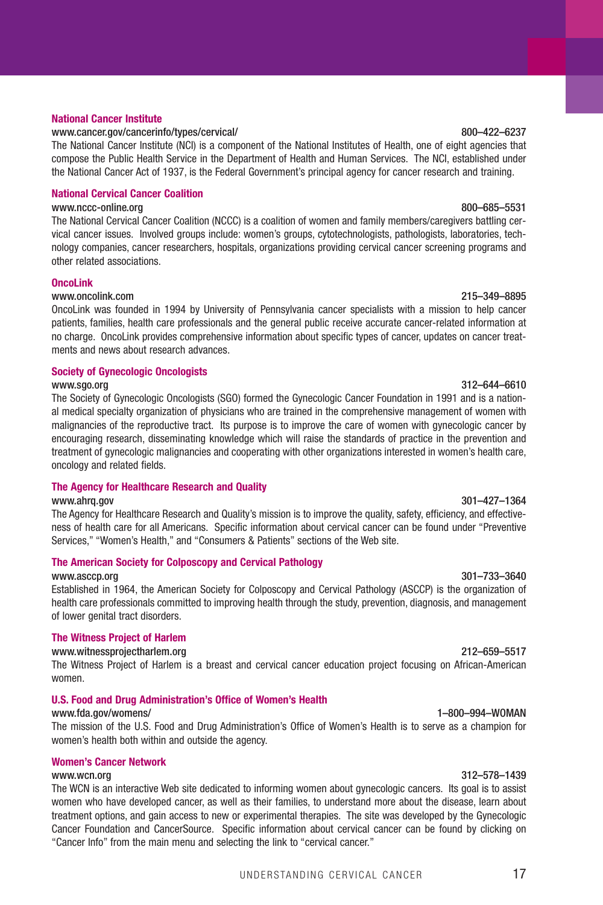### National Cancer Institute

www.cancer.gov/cancerinfo/types/cervical/ 800–422–6237

The National Cancer Institute (NCI) is a component of the National Institutes of Health, one of eight agencies that compose the Public Health Service in the Department of Health and Human Services. The NCI, established under the National Cancer Act of 1937, is the Federal Government's principal agency for cancer research and training.

### National Cervical Cancer Coalition

www.nccc-online.org 800–685–5531

The National Cervical Cancer Coalition (NCCC) is a coalition of women and family members/caregivers battling cervical cancer issues. Involved groups include: women's groups, cytotechnologists, pathologists, laboratories, technology companies, cancer researchers, hospitals, organizations providing cervical cancer screening programs and other related associations.

### OncoLink

www.oncolink.com 215–349–8895

OncoLink was founded in 1994 by University of Pennsylvania cancer specialists with a mission to help cancer patients, families, health care professionals and the general public receive accurate cancer-related information at no charge. OncoLink provides comprehensive information about specific types of cancer, updates on cancer treatments and news about research advances.

### Society of Gynecologic Oncologists

www.sgo.org 312–644–6610

The Society of Gynecologic Oncologists (SGO) formed the Gynecologic Cancer Foundation in 1991 and is a national medical specialty organization of physicians who are trained in the comprehensive management of women with malignancies of the reproductive tract. Its purpose is to improve the care of women with gynecologic cancer by encouraging research, disseminating knowledge which will raise the standards of practice in the prevention and treatment of gynecologic malignancies and cooperating with other organizations interested in women's health care, oncology and related fields.

### The Agency for Healthcare Research and Quality

www.ahrq.gov 301–427–1364

The Agency for Healthcare Research and Quality's mission is to improve the quality, safety, efficiency, and effectiveness of health care for all Americans. Specific information about cervical cancer can be found under "Preventive Services," "Women's Health," and "Consumers & Patients" sections of the Web site.

### The American Society for Colposcopy and Cervical Pathology

www.asccp.org 301–733–3640

Established in 1964, the American Society for Colposcopy and Cervical Pathology (ASCCP) is the organization of health care professionals committed to improving health through the study, prevention, diagnosis, and management of lower genital tract disorders.

### The Witness Project of Harlem

www.witnessprojectharlem.org 212–659–5517

The Witness Project of Harlem is a breast and cervical cancer education project focusing on African-American women.

### U.S. Food and Drug Administration's Office of Women's Health

www.fda.gov/womens/ 1–800–994–WOMAN

The mission of the U.S. Food and Drug Administration's Office of Women's Health is to serve as a champion for women's health both within and outside the agency.

### Women's Cancer Network

www.wcn.org 312–578–1439

The WCN is an interactive Web site dedicated to informing women about gynecologic cancers. Its goal is to assist women who have developed cancer, as well as their families, to understand more about the disease, learn about treatment options, and gain access to new or experimental therapies. The site was developed by the Gynecologic Cancer Foundation and CancerSource. Specific information about cervical cancer can be found by clicking on "Cancer Info" from the main menu and selecting the link to "cervical cancer."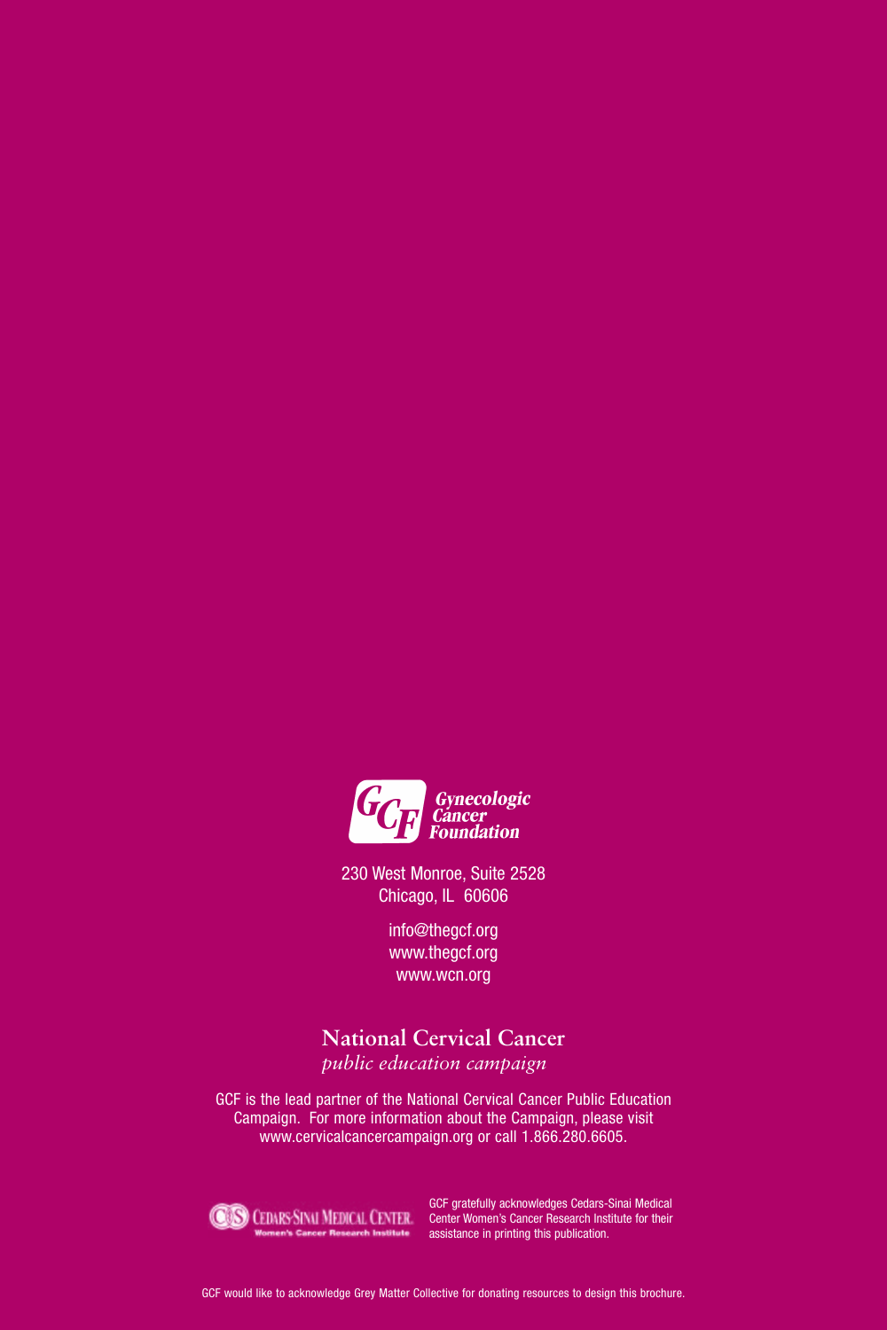Gynecologic Cancer Foundation

230 West Monroe, Suite 2528
Chicago, IL 60606

info@thegcf.org
www.thegcf.org
www.wcn.org

**National Cervical Cancer**
*public education campaign*

GCF is the lead partner of the National Cervical Cancer Public Education Campaign. For more information about the Campaign, please visit www.cervicalcancercampaign.org or call 1.866.280.6605.

Cedars-Sinai Medical Center
Women's Cancer Research Institute

GCF gratefully acknowledges Cedars-Sinai Medical Center Women's Cancer Research Institute for their assistance in printing this publication.

GCF would like to acknowledge Grey Matter Collective for donating resources to design this brochure.